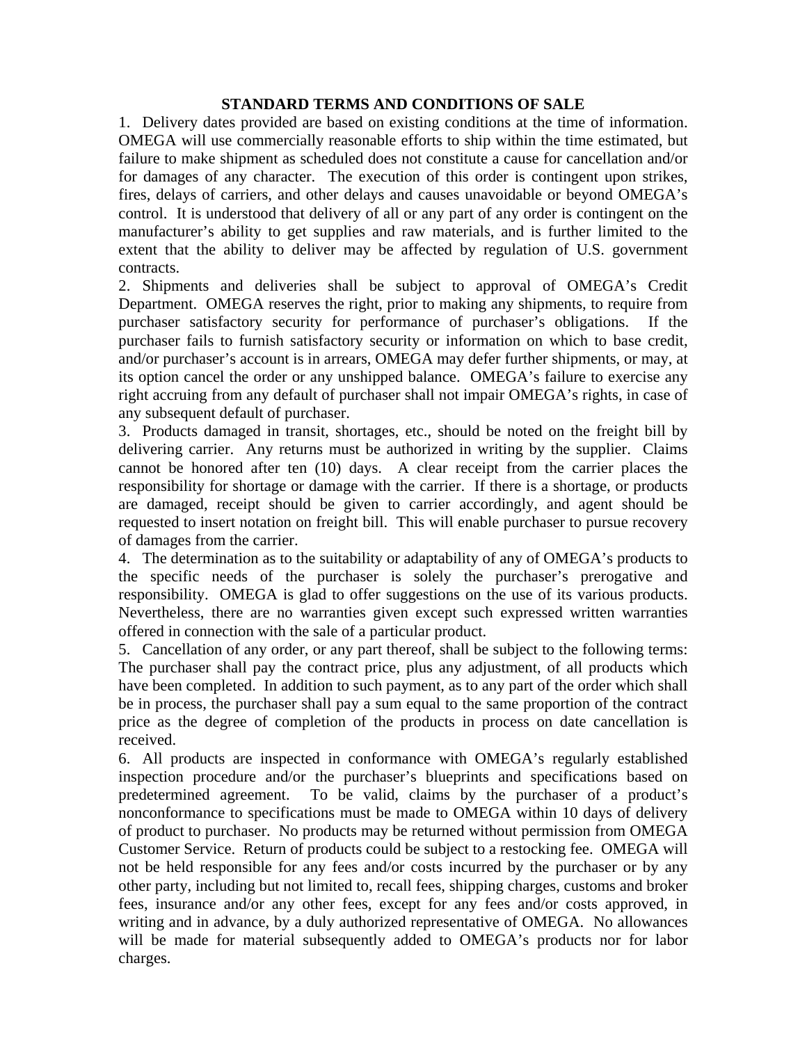## STANDARD TERMS AND CONDITIONS OF SALE

1. Delivery dates provided are based on existing conditions at the time of information. OMEGA will use commercially reasonable efforts to ship within the time estimated, but failure to make shipment as scheduled does not constitute a cause for cancellation and/or for damages of any character. The execution of this order is contingent upon strikes, fires, delays of carriers, and other delays and causes unavoidable or beyond OMEGA's control. It is understood that delivery of all or any part of any order is contingent on the manufacturer's ability to get supplies and raw materials, and is further limited to the extent that the ability to deliver may be affected by regulation of U.S. government contracts.

2. Shipments and deliveries shall be subject to approval of OMEGA's Credit Department. OMEGA reserves the right, prior to making any shipments, to require from purchaser satisfactory security for performance of purchaser's obligations. If the purchaser fails to furnish satisfactory security or information on which to base credit, and/or purchaser's account is in arrears, OMEGA may defer further shipments, or may, at its option cancel the order or any unshipped balance. OMEGA's failure to exercise any right accruing from any default of purchaser shall not impair OMEGA's rights, in case of any subsequent default of purchaser.

3. Products damaged in transit, shortages, etc., should be noted on the freight bill by delivering carrier. Any returns must be authorized in writing by the supplier. Claims cannot be honored after ten (10) days. A clear receipt from the carrier places the responsibility for shortage or damage with the carrier. If there is a shortage, or products are damaged, receipt should be given to carrier accordingly, and agent should be requested to insert notation on freight bill. This will enable purchaser to pursue recovery of damages from the carrier.

4. The determination as to the suitability or adaptability of any of OMEGA's products to the specific needs of the purchaser is solely the purchaser's prerogative and responsibility. OMEGA is glad to offer suggestions on the use of its various products. Nevertheless, there are no warranties given except such expressed written warranties offered in connection with the sale of a particular product.

5. Cancellation of any order, or any part thereof, shall be subject to the following terms: The purchaser shall pay the contract price, plus any adjustment, of all products which have been completed. In addition to such payment, as to any part of the order which shall be in process, the purchaser shall pay a sum equal to the same proportion of the contract price as the degree of completion of the products in process on date cancellation is received.

6. All products are inspected in conformance with OMEGA's regularly established inspection procedure and/or the purchaser's blueprints and specifications based on predetermined agreement. To be valid, claims by the purchaser of a product's nonconformance to specifications must be made to OMEGA within 10 days of delivery of product to purchaser. No products may be returned without permission from OMEGA Customer Service. Return of products could be subject to a restocking fee. OMEGA will not be held responsible for any fees and/or costs incurred by the purchaser or by any other party, including but not limited to, recall fees, shipping charges, customs and broker fees, insurance and/or any other fees, except for any fees and/or costs approved, in writing and in advance, by a duly authorized representative of OMEGA. No allowances will be made for material subsequently added to OMEGA's products nor for labor charges.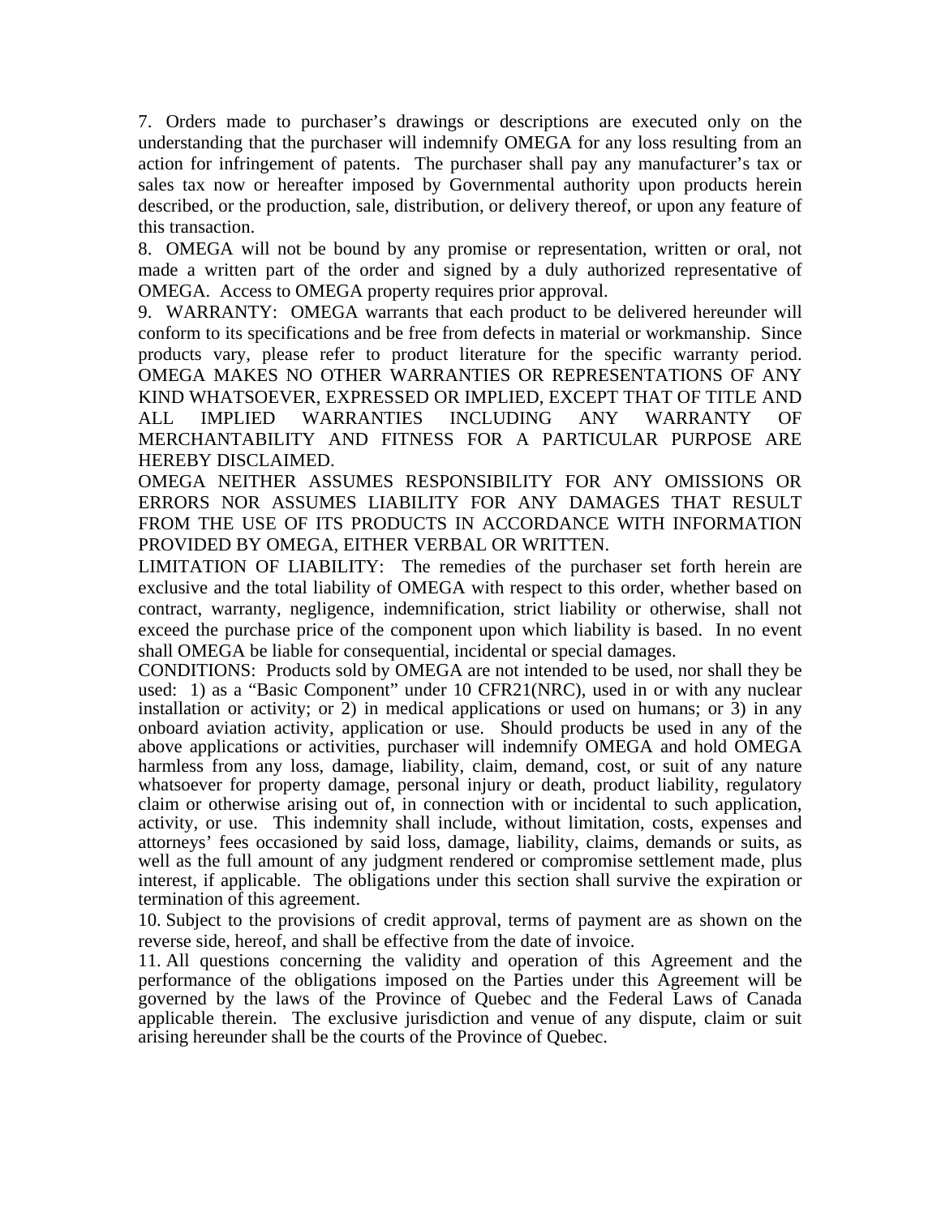7. Orders made to purchaser's drawings or descriptions are executed only on the understanding that the purchaser will indemnify OMEGA for any loss resulting from an action for infringement of patents. The purchaser shall pay any manufacturer's tax or sales tax now or hereafter imposed by Governmental authority upon products herein described, or the production, sale, distribution, or delivery thereof, or upon any feature of this transaction.

8. OMEGA will not be bound by any promise or representation, written or oral, not made a written part of the order and signed by a duly authorized representative of OMEGA. Access to OMEGA property requires prior approval.

9. WARRANTY: OMEGA warrants that each product to be delivered hereunder will conform to its specifications and be free from defects in material or workmanship. Since products vary, please refer to product literature for the specific warranty period. OMEGA MAKES NO OTHER WARRANTIES OR REPRESENTATIONS OF ANY KIND WHATSOEVER, EXPRESSED OR IMPLIED, EXCEPT THAT OF TITLE AND ALL IMPLIED WARRANTIES INCLUDING ANY WARRANTY OF MERCHANTABILITY AND FITNESS FOR A PARTICULAR PURPOSE ARE HEREBY DISCLAIMED.

OMEGA NEITHER ASSUMES RESPONSIBILITY FOR ANY OMISSIONS OR ERRORS NOR ASSUMES LIABILITY FOR ANY DAMAGES THAT RESULT FROM THE USE OF ITS PRODUCTS IN ACCORDANCE WITH INFORMATION PROVIDED BY OMEGA, EITHER VERBAL OR WRITTEN.

LIMITATION OF LIABILITY: The remedies of the purchaser set forth herein are exclusive and the total liability of OMEGA with respect to this order, whether based on contract, warranty, negligence, indemnification, strict liability or otherwise, shall not exceed the purchase price of the component upon which liability is based. In no event shall OMEGA be liable for consequential, incidental or special damages.

CONDITIONS: Products sold by OMEGA are not intended to be used, nor shall they be used: 1) as a "Basic Component" under 10 CFR21(NRC), used in or with any nuclear installation or activity; or 2) in medical applications or used on humans; or 3) in any onboard aviation activity, application or use. Should products be used in any of the above applications or activities, purchaser will indemnify OMEGA and hold OMEGA harmless from any loss, damage, liability, claim, demand, cost, or suit of any nature whatsoever for property damage, personal injury or death, product liability, regulatory claim or otherwise arising out of, in connection with or incidental to such application, activity, or use. This indemnity shall include, without limitation, costs, expenses and attorneys' fees occasioned by said loss, damage, liability, claims, demands or suits, as well as the full amount of any judgment rendered or compromise settlement made, plus interest, if applicable. The obligations under this section shall survive the expiration or termination of this agreement.

10. Subject to the provisions of credit approval, terms of payment are as shown on the reverse side, hereof, and shall be effective from the date of invoice.

11. All questions concerning the validity and operation of this Agreement and the performance of the obligations imposed on the Parties under this Agreement will be governed by the laws of the Province of Quebec and the Federal Laws of Canada applicable therein. The exclusive jurisdiction and venue of any dispute, claim or suit arising hereunder shall be the courts of the Province of Quebec.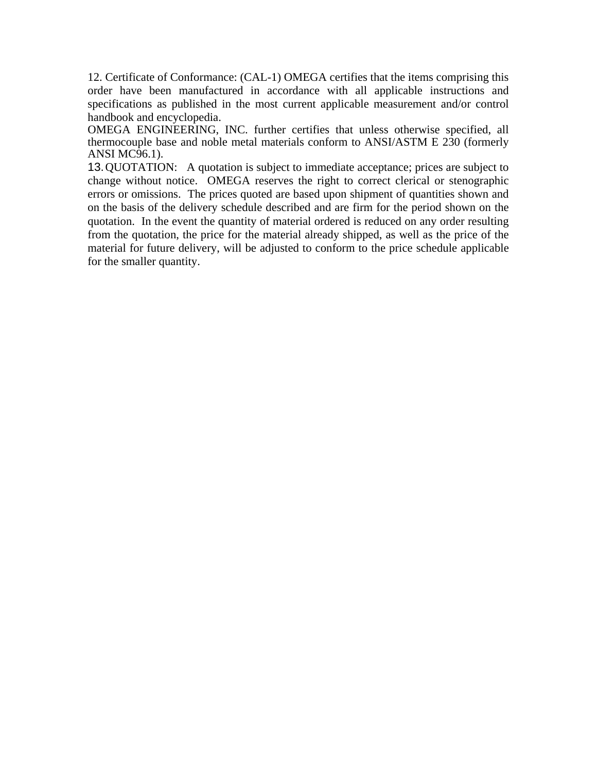12. Certificate of Conformance: (CAL-1) OMEGA certifies that the items comprising this order have been manufactured in accordance with all applicable instructions and specifications as published in the most current applicable measurement and/or control handbook and encyclopedia.

OMEGA ENGINEERING, INC. further certifies that unless otherwise specified, all thermocouple base and noble metal materials conform to ANSI/ASTM E 230 (formerly ANSI MC96.1).

13. QUOTATION: A quotation is subject to immediate acceptance; prices are subject to change without notice. OMEGA reserves the right to correct clerical or stenographic errors or omissions. The prices quoted are based upon shipment of quantities shown and on the basis of the delivery schedule described and are firm for the period shown on the quotation. In the event the quantity of material ordered is reduced on any order resulting from the quotation, the price for the material already shipped, as well as the price of the material for future delivery, will be adjusted to conform to the price schedule applicable for the smaller quantity.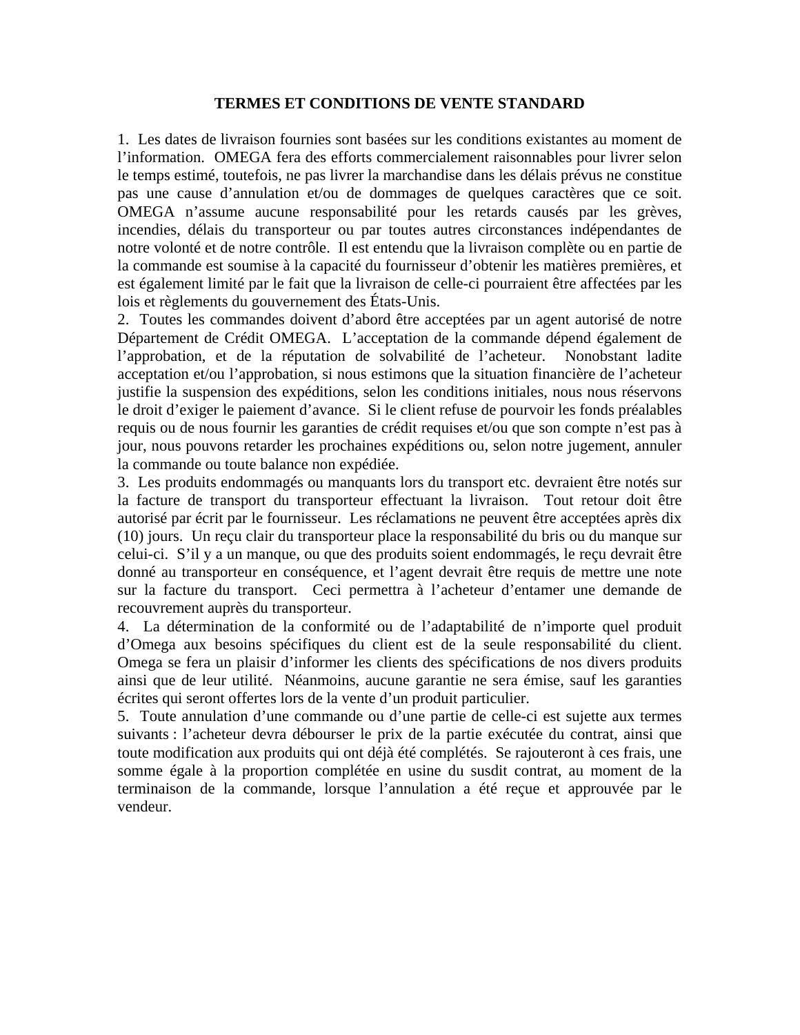# TERMES ET CONDITIONS DE VENTE STANDARD

1. Les dates de livraison fournies sont basées sur les conditions existantes au moment de l'information. OMEGA fera des efforts commercialement raisonnables pour livrer selon le temps estimé, toutefois, ne pas livrer la marchandise dans les délais prévus ne constitue pas une cause d'annulation et/ou de dommages de quelques caractères que ce soit. OMEGA n'assume aucune responsabilité pour les retards causés par les grèves, incendies, délais du transporteur ou par toutes autres circonstances indépendantes de notre volonté et de notre contrôle. Il est entendu que la livraison complète ou en partie de la commande est soumise à la capacité du fournisseur d'obtenir les matières premières, et est également limité par le fait que la livraison de celle-ci pourraient être affectées par les lois et règlements du gouvernement des États-Unis.

2. Toutes les commandes doivent d'abord être acceptées par un agent autorisé de notre Département de Crédit OMEGA. L'acceptation de la commande dépend également de l'approbation, et de la réputation de solvabilité de l'acheteur. Nonobstant ladite acceptation et/ou l'approbation, si nous estimons que la situation financière de l'acheteur justifie la suspension des expéditions, selon les conditions initiales, nous nous réservons le droit d'exiger le paiement d'avance. Si le client refuse de pourvoir les fonds préalables requis ou de nous fournir les garanties de crédit requises et/ou que son compte n'est pas à jour, nous pouvons retarder les prochaines expéditions ou, selon notre jugement, annuler la commande ou toute balance non expédiée.

3. Les produits endommagés ou manquants lors du transport etc. devraient être notés sur la facture de transport du transporteur effectuant la livraison. Tout retour doit être autorisé par écrit par le fournisseur. Les réclamations ne peuvent être acceptées après dix (10) jours. Un reçu clair du transporteur place la responsabilité du bris ou du manque sur celui-ci. S'il y a un manque, ou que des produits soient endommagés, le reçu devrait être donné au transporteur en conséquence, et l'agent devrait être requis de mettre une note sur la facture du transport. Ceci permettra à l'acheteur d'entamer une demande de recouvrement auprès du transporteur.

4. La détermination de la conformité ou de l'adaptabilité de n'importe quel produit d'Omega aux besoins spécifiques du client est de la seule responsabilité du client. Omega se fera un plaisir d'informer les clients des spécifications de nos divers produits ainsi que de leur utilité. Néanmoins, aucune garantie ne sera émise, sauf les garanties écrites qui seront offertes lors de la vente d'un produit particulier.

5. Toute annulation d'une commande ou d'une partie de celle-ci est sujette aux termes suivants : l'acheteur devra débourser le prix de la partie exécutée du contrat, ainsi que toute modification aux produits qui ont déjà été complétés. Se rajouteront à ces frais, une somme égale à la proportion complétée en usine du susdit contrat, au moment de la terminaison de la commande, lorsque l'annulation a été reçue et approuvée par le vendeur.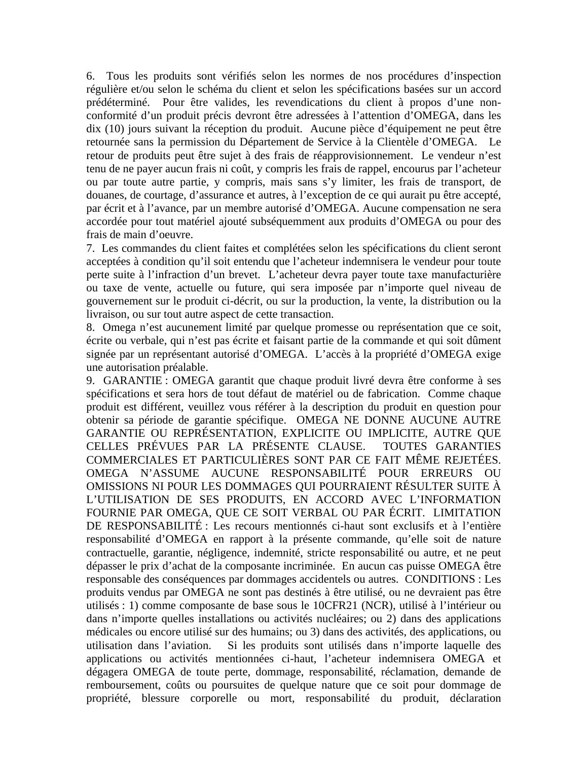6. Tous les produits sont vérifiés selon les normes de nos procédures d'inspection régulière et/ou selon le schéma du client et selon les spécifications basées sur un accord prédéterminé. Pour être valides, les revendications du client à propos d'une non-conformité d'un produit précis devront être adressées à l'attention d'OMEGA, dans les dix (10) jours suivant la réception du produit. Aucune pièce d'équipement ne peut être retournée sans la permission du Département de Service à la Clientèle d'OMEGA. Le retour de produits peut être sujet à des frais de réapprovisionnement. Le vendeur n'est tenu de ne payer aucun frais ni coût, y compris les frais de rappel, encourus par l'acheteur ou par toute autre partie, y compris, mais sans s'y limiter, les frais de transport, de douanes, de courtage, d'assurance et autres, à l'exception de ce qui aurait pu être accepté, par écrit et à l'avance, par un membre autorisé d'OMEGA. Aucune compensation ne sera accordée pour tout matériel ajouté subséquemment aux produits d'OMEGA ou pour des frais de main d'oeuvre.

7. Les commandes du client faites et complétées selon les spécifications du client seront acceptées à condition qu'il soit entendu que l'acheteur indemnisera le vendeur pour toute perte suite à l'infraction d'un brevet. L'acheteur devra payer toute taxe manufacturière ou taxe de vente, actuelle ou future, qui sera imposée par n'importe quel niveau de gouvernement sur le produit ci-décrit, ou sur la production, la vente, la distribution ou la livraison, ou sur tout autre aspect de cette transaction.

8. Omega n'est aucunement limité par quelque promesse ou représentation que ce soit, écrite ou verbale, qui n'est pas écrite et faisant partie de la commande et qui soit dûment signée par un représentant autorisé d'OMEGA. L'accès à la propriété d'OMEGA exige une autorisation préalable.

9. GARANTIE : OMEGA garantit que chaque produit livré devra être conforme à ses spécifications et sera hors de tout défaut de matériel ou de fabrication. Comme chaque produit est différent, veuillez vous référer à la description du produit en question pour obtenir sa période de garantie spécifique. OMEGA NE DONNE AUCUNE AUTRE GARANTIE OU REPRÉSENTATION, EXPLICITE OU IMPLICITE, AUTRE QUE CELLES PRÉVUES PAR LA PRÉSENTE CLAUSE. TOUTES GARANTIES COMMERCIALES ET PARTICULIÈRES SONT PAR CE FAIT MÊME REJETÉES. OMEGA N'ASSUME AUCUNE RESPONSABILITÉ POUR ERREURS OU OMISSIONS NI POUR LES DOMMAGES QUI POURRAIENT RÉSULTER SUITE À L'UTILISATION DE SES PRODUITS, EN ACCORD AVEC L'INFORMATION FOURNIE PAR OMEGA, QUE CE SOIT VERBAL OU PAR ÉCRIT. LIMITATION DE RESPONSABILITÉ : Les recours mentionnés ci-haut sont exclusifs et à l'entière responsabilité d'OMEGA en rapport à la présente commande, qu'elle soit de nature contractuelle, garantie, négligence, indemnité, stricte responsabilité ou autre, et ne peut dépasser le prix d'achat de la composante incriminée. En aucun cas puisse OMEGA être responsable des conséquences par dommages accidentels ou autres. CONDITIONS : Les produits vendus par OMEGA ne sont pas destinés à être utilisé, ou ne devraient pas être utilisés : 1) comme composante de base sous le 10CFR21 (NCR), utilisé à l'intérieur ou dans n'importe quelles installations ou activités nucléaires; ou 2) dans des applications médicales ou encore utilisé sur des humains; ou 3) dans des activités, des applications, ou utilisation dans l'aviation. Si les produits sont utilisés dans n'importe laquelle des applications ou activités mentionnées ci-haut, l'acheteur indemnisera OMEGA et dégagera OMEGA de toute perte, dommage, responsabilité, réclamation, demande de remboursement, coûts ou poursuites de quelque nature que ce soit pour dommage de propriété, blessure corporelle ou mort, responsabilité du produit, déclaration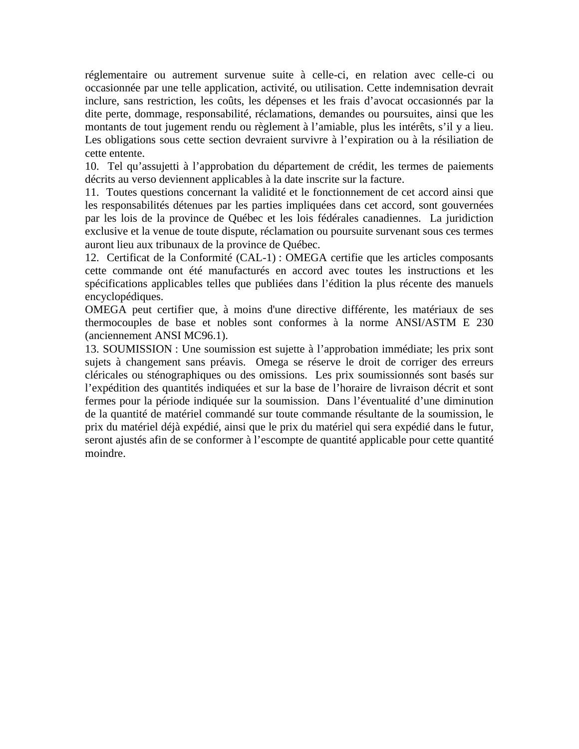réglementaire ou autrement survenue suite à celle-ci, en relation avec celle-ci ou occasionnée par une telle application, activité, ou utilisation. Cette indemnisation devrait inclure, sans restriction, les coûts, les dépenses et les frais d'avocat occasionnés par la dite perte, dommage, responsabilité, réclamations, demandes ou poursuites, ainsi que les montants de tout jugement rendu ou règlement à l'amiable, plus les intérêts, s'il y a lieu. Les obligations sous cette section devraient survivre à l'expiration ou à la résiliation de cette entente.

10. Tel qu'assujetti à l'approbation du département de crédit, les termes de paiements décrits au verso deviennent applicables à la date inscrite sur la facture.

11. Toutes questions concernant la validité et le fonctionnement de cet accord ainsi que les responsabilités détenues par les parties impliquées dans cet accord, sont gouvernées par les lois de la province de Québec et les lois fédérales canadiennes. La juridiction exclusive et la venue de toute dispute, réclamation ou poursuite survenant sous ces termes auront lieu aux tribunaux de la province de Québec.

12. Certificat de la Conformité (CAL-1) : OMEGA certifie que les articles composants cette commande ont été manufacturés en accord avec toutes les instructions et les spécifications applicables telles que publiées dans l'édition la plus récente des manuels encyclopédiques.

OMEGA peut certifier que, à moins d'une directive différente, les matériaux de ses thermocouples de base et nobles sont conformes à la norme ANSI/ASTM E 230 (anciennement ANSI MC96.1).

13. SOUMISSION : Une soumission est sujette à l'approbation immédiate; les prix sont sujets à changement sans préavis. Omega se réserve le droit de corriger des erreurs cléricales ou sténographiques ou des omissions. Les prix soumissionnés sont basés sur l'expédition des quantités indiquées et sur la base de l'horaire de livraison décrit et sont fermes pour la période indiquée sur la soumission. Dans l'éventualité d'une diminution de la quantité de matériel commandé sur toute commande résultante de la soumission, le prix du matériel déjà expédié, ainsi que le prix du matériel qui sera expédié dans le futur, seront ajustés afin de se conformer à l'escompte de quantité applicable pour cette quantité moindre.